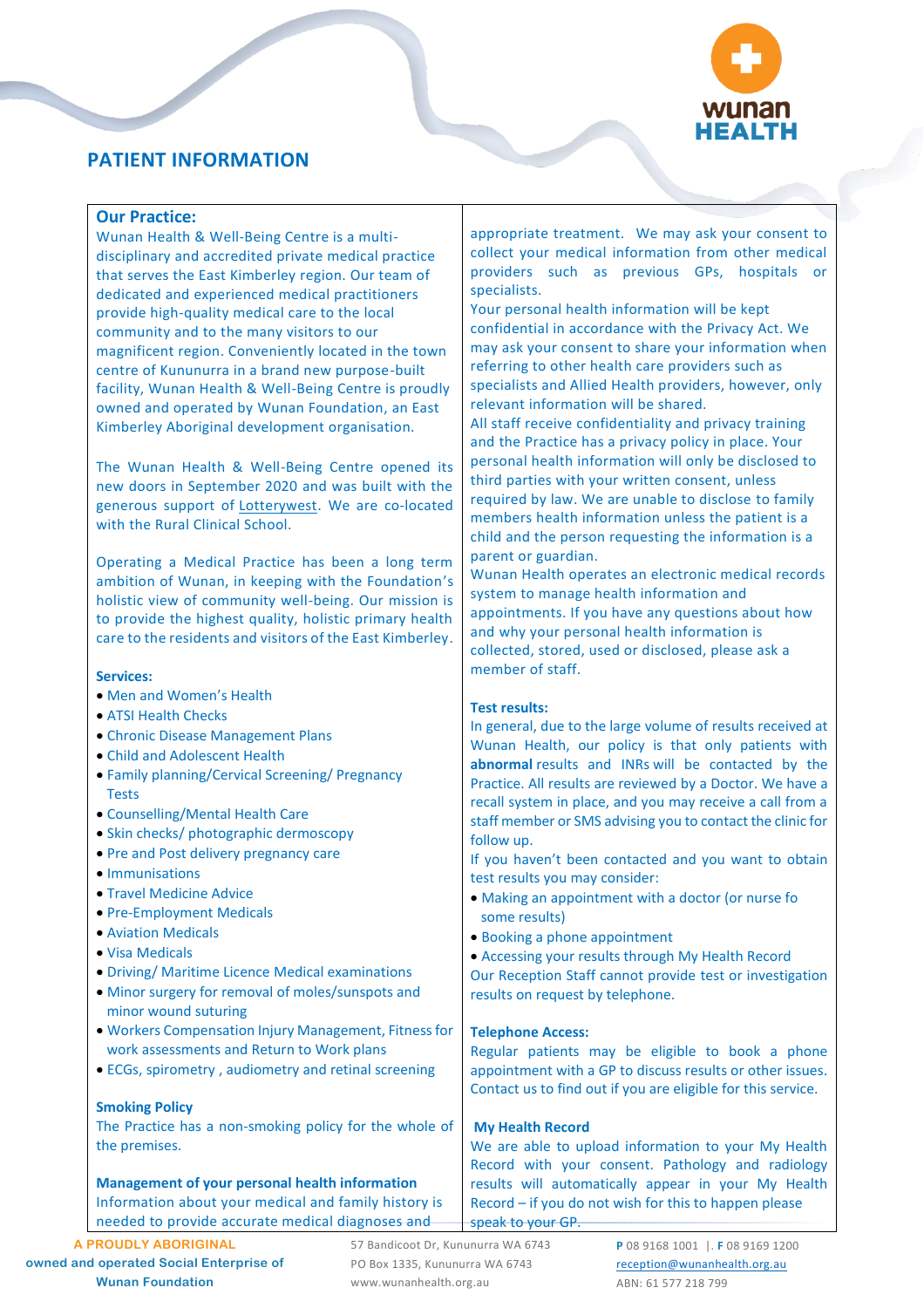# PATIENT INFORMATION

## Our Practice:

Wunan Health & Well-Being Centre is a multi-disciplinary and accredited private medical practice that serves the East Kimberley region. Our team of dedicated and experienced medical practitioners provide high-quality medical care to the local community and to the many visitors to our magnificent region. Conveniently located in the town centre of Kununurra in a brand new purpose-built facility, Wunan Health & Well-Being Centre is proudly owned and operated by Wunan Foundation, an East Kimberley Aboriginal development organisation.

The Wunan Health & Well-Being Centre opened its new doors in September 2020 and was built with the generous support of Lotterywest. We are co-located with the Rural Clinical School.

Operating a Medical Practice has been a long term ambition of Wunan, in keeping with the Foundation's holistic view of community well-being. Our mission is to provide the highest quality, holistic primary health care to the residents and visitors of the East Kimberley.

### Services:

- Men and Women's Health
- ATSI Health Checks
- Chronic Disease Management Plans
- Child and Adolescent Health
- Family planning/Cervical Screening/ Pregnancy Tests
- Counselling/Mental Health Care
- Skin checks/ photographic dermoscopy
- Pre and Post delivery pregnancy care
- Immunisations
- Travel Medicine Advice
- Pre-Employment Medicals
- Aviation Medicals
- Visa Medicals
- Driving/ Maritime Licence Medical examinations
- Minor surgery for removal of moles/sunspots and minor wound suturing
- Workers Compensation Injury Management, Fitness for work assessments and Return to Work plans
- ECGs, spirometry , audiometry and retinal screening

### Smoking Policy

The Practice has a non-smoking policy for the whole of the premises.

### Management of your personal health information

Information about your medical and family history is needed to provide accurate medical diagnoses and appropriate treatment. We may ask your consent to collect your medical information from other medical providers such as previous GPs, hospitals or specialists.

Your personal health information will be kept confidential in accordance with the Privacy Act. We may ask your consent to share your information when referring to other health care providers such as specialists and Allied Health providers, however, only relevant information will be shared.

All staff receive confidentiality and privacy training and the Practice has a privacy policy in place. Your personal health information will only be disclosed to third parties with your written consent, unless required by law. We are unable to disclose to family members health information unless the patient is a child and the person requesting the information is a parent or guardian.

Wunan Health operates an electronic medical records system to manage health information and appointments. If you have any questions about how and why your personal health information is collected, stored, used or disclosed, please ask a member of staff.

### Test results:

In general, due to the large volume of results received at Wunan Health, our policy is that only patients with **abnormal** results and INRs will be contacted by the Practice. All results are reviewed by a Doctor. We have a recall system in place, and you may receive a call from a staff member or SMS advising you to contact the clinic for follow up.

If you haven't been contacted and you want to obtain test results you may consider:

- Making an appointment with a doctor (or nurse fo some results)
- Booking a phone appointment
- Accessing your results through My Health Record

Our Reception Staff cannot provide test or investigation results on request by telephone.

### Telephone Access:

Regular patients may be eligible to book a phone appointment with a GP to discuss results or other issues. Contact us to find out if you are eligible for this service.

### My Health Record

We are able to upload information to your My Health Record with your consent. Pathology and radiology results will automatically appear in your My Health Record – if you do not wish for this to happen please speak to your GP.

A PROUDLY ABORIGINAL owned and operated Social Enterprise of Wunan Foundation

57 Bandicoot Dr, Kununurra WA 6743
PO Box 1335, Kununurra WA 6743
www.wunanhealth.org.au

**P** 08 9168 1001 | **F** 08 9169 1200
reception@wunanhealth.org.au
ABN: 61 577 218 799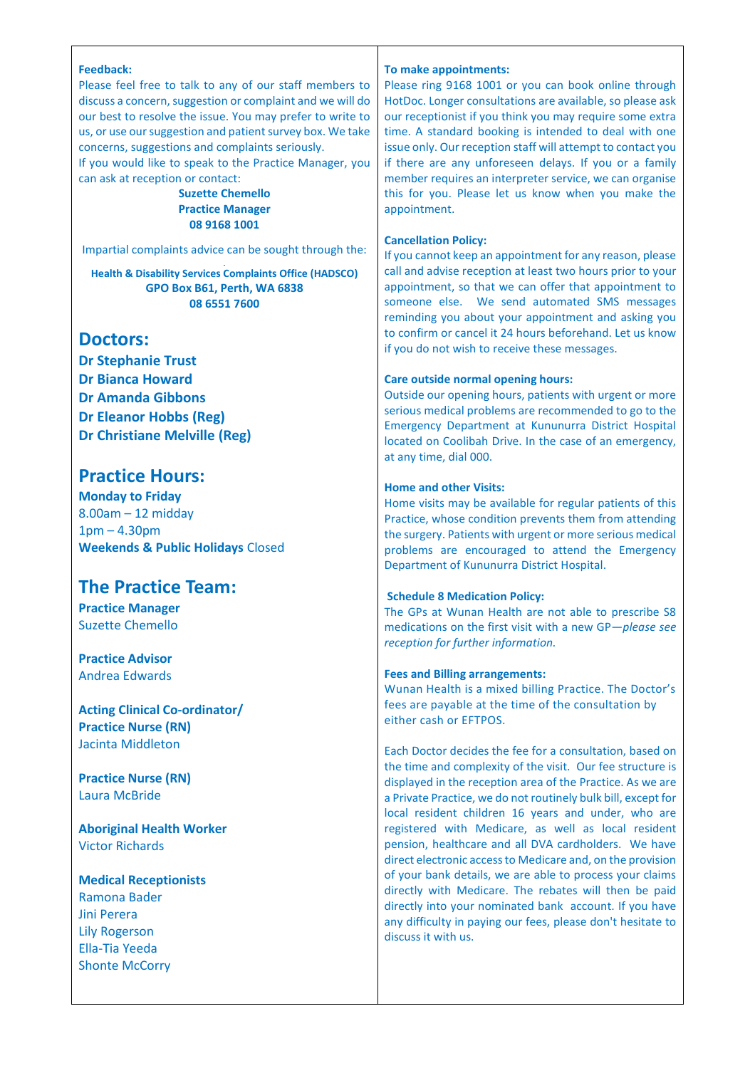**Feedback:**

Please feel free to talk to any of our staff members to discuss a concern, suggestion or complaint and we will do our best to resolve the issue. You may prefer to write to us, or use our suggestion and patient survey box. We take concerns, suggestions and complaints seriously.

If you would like to speak to the Practice Manager, you can ask at reception or contact:

**Suzette Chemello**
**Practice Manager**
**08 9168 1001**

Impartial complaints advice can be sought through the:

**Health & Disability Services Complaints Office (HADSCO)**
**GPO Box B61, Perth, WA 6838**
**08 6551 7600**

## Doctors:

**Dr Stephanie Trust**
**Dr Bianca Howard**
**Dr Amanda Gibbons**
**Dr Eleanor Hobbs (Reg)**
**Dr Christiane Melville (Reg)**

## Practice Hours:

**Monday to Friday**
8.00am – 12 midday
1pm – 4.30pm
**Weekends & Public Holidays** Closed

## The Practice Team:

**Practice Manager**
Suzette Chemello

**Practice Advisor**
Andrea Edwards

**Acting Clinical Co-ordinator/ Practice Nurse (RN)**
Jacinta Middleton

**Practice Nurse (RN)**
Laura McBride

**Aboriginal Health Worker**
Victor Richards

**Medical Receptionists**
Ramona Bader
Jini Perera
Lily Rogerson
Ella-Tia Yeeda
Shonte McCorry

**To make appointments:**

Please ring 9168 1001 or you can book online through HotDoc. Longer consultations are available, so please ask our receptionist if you think you may require some extra time. A standard booking is intended to deal with one issue only. Our reception staff will attempt to contact you if there are any unforeseen delays. If you or a family member requires an interpreter service, we can organise this for you. Please let us know when you make the appointment.

**Cancellation Policy:**

If you cannot keep an appointment for any reason, please call and advise reception at least two hours prior to your appointment, so that we can offer that appointment to someone else. We send automated SMS messages reminding you about your appointment and asking you to confirm or cancel it 24 hours beforehand. Let us know if you do not wish to receive these messages.

**Care outside normal opening hours:**

Outside our opening hours, patients with urgent or more serious medical problems are recommended to go to the Emergency Department at Kununurra District Hospital located on Coolibah Drive. In the case of an emergency, at any time, dial 000.

**Home and other Visits:**

Home visits may be available for regular patients of this Practice, whose condition prevents them from attending the surgery. Patients with urgent or more serious medical problems are encouraged to attend the Emergency Department of Kununurra District Hospital.

**Schedule 8 Medication Policy:**

The GPs at Wunan Health are not able to prescribe S8 medications on the first visit with a new GP—*please see reception for further information.*

**Fees and Billing arrangements:**

Wunan Health is a mixed billing Practice. The Doctor's fees are payable at the time of the consultation by either cash or EFTPOS.

Each Doctor decides the fee for a consultation, based on the time and complexity of the visit. Our fee structure is displayed in the reception area of the Practice. As we are a Private Practice, we do not routinely bulk bill, except for local resident children 16 years and under, who are registered with Medicare, as well as local resident pension, healthcare and all DVA cardholders. We have direct electronic access to Medicare and, on the provision of your bank details, we are able to process your claims directly with Medicare. The rebates will then be paid directly into your nominated bank account. If you have any difficulty in paying our fees, please don't hesitate to discuss it with us.